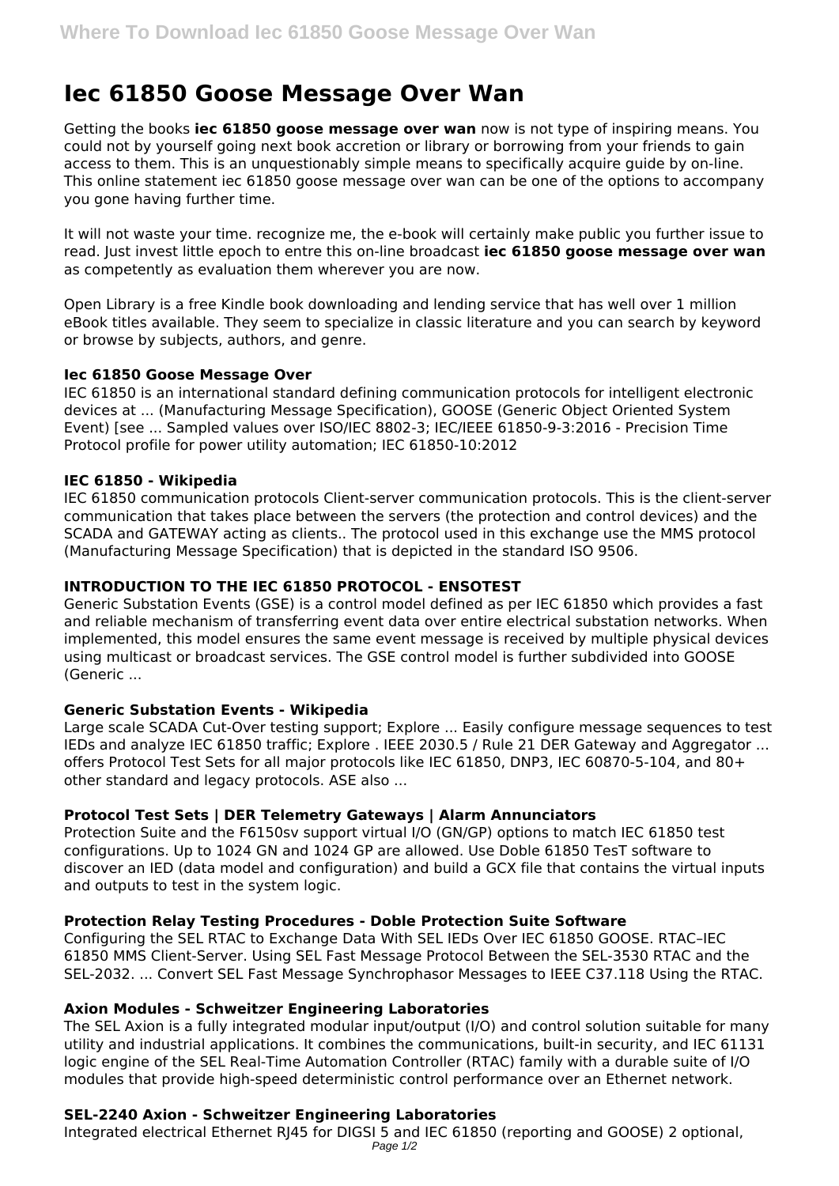# Iec 61850 Goose Message Over Wan

Getting the books **iec 61850 goose message over wan** now is not type of inspiring means. You could not by yourself going next book accretion or library or borrowing from your friends to gain access to them. This is an unquestionably simple means to specifically acquire guide by on-line. This online statement iec 61850 goose message over wan can be one of the options to accompany you gone having further time.

It will not waste your time. recognize me, the e-book will certainly make public you further issue to read. Just invest little epoch to entre this on-line broadcast **iec 61850 goose message over wan** as competently as evaluation them wherever you are now.

Open Library is a free Kindle book downloading and lending service that has well over 1 million eBook titles available. They seem to specialize in classic literature and you can search by keyword or browse by subjects, authors, and genre.

### Iec 61850 Goose Message Over

IEC 61850 is an international standard defining communication protocols for intelligent electronic devices at ... (Manufacturing Message Specification), GOOSE (Generic Object Oriented System Event) [see ... Sampled values over ISO/IEC 8802-3; IEC/IEEE 61850-9-3:2016 - Precision Time Protocol profile for power utility automation; IEC 61850-10:2012

### IEC 61850 - Wikipedia

IEC 61850 communication protocols Client-server communication protocols. This is the client-server communication that takes place between the servers (the protection and control devices) and the SCADA and GATEWAY acting as clients.. The protocol used in this exchange use the MMS protocol (Manufacturing Message Specification) that is depicted in the standard ISO 9506.

### INTRODUCTION TO THE IEC 61850 PROTOCOL - ENSOTEST

Generic Substation Events (GSE) is a control model defined as per IEC 61850 which provides a fast and reliable mechanism of transferring event data over entire electrical substation networks. When implemented, this model ensures the same event message is received by multiple physical devices using multicast or broadcast services. The GSE control model is further subdivided into GOOSE (Generic ...

### Generic Substation Events - Wikipedia

Large scale SCADA Cut-Over testing support; Explore ... Easily configure message sequences to test IEDs and analyze IEC 61850 traffic; Explore . IEEE 2030.5 / Rule 21 DER Gateway and Aggregator ... offers Protocol Test Sets for all major protocols like IEC 61850, DNP3, IEC 60870-5-104, and 80+ other standard and legacy protocols. ASE also ...

### Protocol Test Sets | DER Telemetry Gateways | Alarm Annunciators

Protection Suite and the F6150sv support virtual I/O (GN/GP) options to match IEC 61850 test configurations. Up to 1024 GN and 1024 GP are allowed. Use Doble 61850 TesT software to discover an IED (data model and configuration) and build a GCX file that contains the virtual inputs and outputs to test in the system logic.

### Protection Relay Testing Procedures - Doble Protection Suite Software

Configuring the SEL RTAC to Exchange Data With SEL IEDs Over IEC 61850 GOOSE. RTAC–IEC 61850 MMS Client-Server. Using SEL Fast Message Protocol Between the SEL-3530 RTAC and the SEL-2032. ... Convert SEL Fast Message Synchrophasor Messages to IEEE C37.118 Using the RTAC.

### Axion Modules - Schweitzer Engineering Laboratories

The SEL Axion is a fully integrated modular input/output (I/O) and control solution suitable for many utility and industrial applications. It combines the communications, built-in security, and IEC 61131 logic engine of the SEL Real-Time Automation Controller (RTAC) family with a durable suite of I/O modules that provide high-speed deterministic control performance over an Ethernet network.

### SEL-2240 Axion - Schweitzer Engineering Laboratories

Integrated electrical Ethernet RJ45 for DIGSI 5 and IEC 61850 (reporting and GOOSE) 2 optional,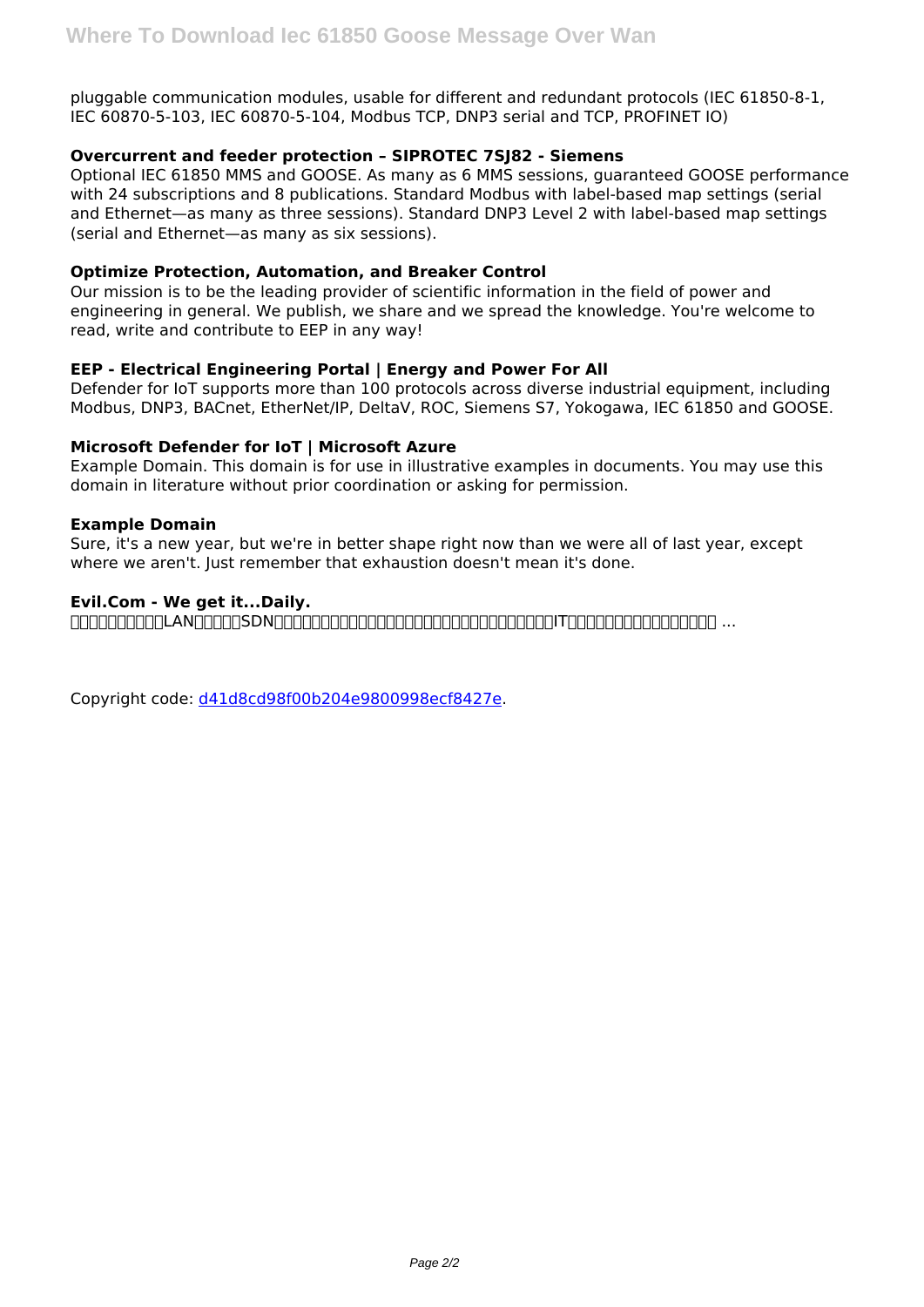pluggable communication modules, usable for different and redundant protocols (IEC 61850-8-1, IEC 60870-5-103, IEC 60870-5-104, Modbus TCP, DNP3 serial and TCP, PROFINET IO)

**Overcurrent and feeder protection – SIPROTEC 7SJ82 - Siemens**

Optional IEC 61850 MMS and GOOSE. As many as 6 MMS sessions, guaranteed GOOSE performance with 24 subscriptions and 8 publications. Standard Modbus with label-based map settings (serial and Ethernet—as many as three sessions). Standard DNP3 Level 2 with label-based map settings (serial and Ethernet—as many as six sessions).

**Optimize Protection, Automation, and Breaker Control**

Our mission is to be the leading provider of scientific information in the field of power and engineering in general. We publish, we share and we spread the knowledge. You're welcome to read, write and contribute to EEP in any way!

**EEP - Electrical Engineering Portal | Energy and Power For All**

Defender for IoT supports more than 100 protocols across diverse industrial equipment, including Modbus, DNP3, BACnet, EtherNet/IP, DeltaV, ROC, Siemens S7, Yokogawa, IEC 61850 and GOOSE.

**Microsoft Defender for IoT | Microsoft Azure**

Example Domain. This domain is for use in illustrative examples in documents. You may use this domain in literature without prior coordination or asking for permission.

**Example Domain**

Sure, it's a new year, but we're in better shape right now than we were all of last year, except where we aren't. Just remember that exhaustion doesn't mean it's done.

**Evil.Com - We get it...Daily.**

□□□□□□□□□LAN□□□□□SDN□□□□□□□□□□□□□□□□□□□□□□□□□□□□□IT□□□□□□□□□□□□□□□□ ...

Copyright code: d41d8cd98f00b204e9800998ecf8427e.